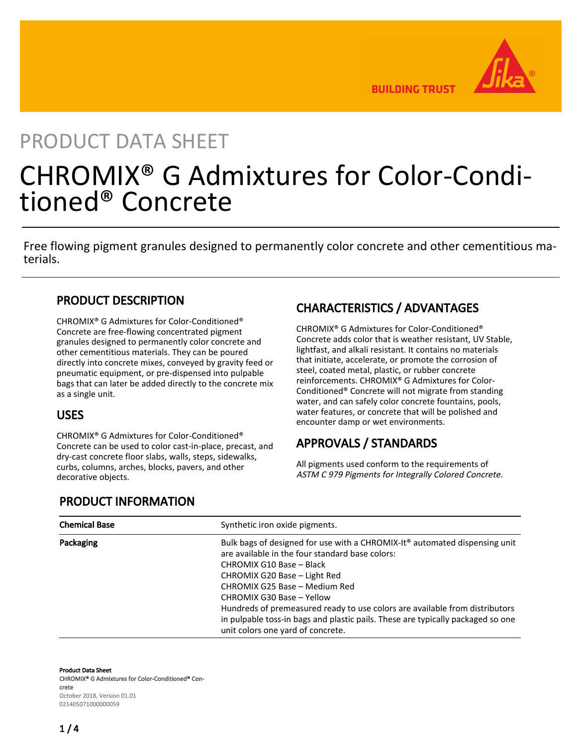PRODUCT DATA SHEET

# CHROMIX® G Admixtures for Color-Conditioned® Concrete

Free flowing pigment granules designed to permanently color concrete and other cementitious materials.

## PRODUCT DESCRIPTION

CHROMIX® G Admixtures for Color-Conditioned® Concrete are free-flowing concentrated pigment granules designed to permanently color concrete and other cementitious materials. They can be poured directly into concrete mixes, conveyed by gravity feed or pneumatic equipment, or pre-dispensed into pulpable bags that can later be added directly to the concrete mix as a single unit.

## USES

CHROMIX® G Admixtures for Color-Conditioned® Concrete can be used to color cast-in-place, precast, and dry-cast concrete floor slabs, walls, steps, sidewalks, curbs, columns, arches, blocks, pavers, and other decorative objects.

## CHARACTERISTICS / ADVANTAGES

CHROMIX® G Admixtures for Color-Conditioned® Concrete adds color that is weather resistant, UV Stable, lightfast, and alkali resistant. It contains no materials that initiate, accelerate, or promote the corrosion of steel, coated metal, plastic, or rubber concrete reinforcements. CHROMIX® G Admixtures for Color-Conditioned® Concrete will not migrate from standing water, and can safely color concrete fountains, pools, water features, or concrete that will be polished and encounter damp or wet environments.

## APPROVALS / STANDARDS

All pigments used conform to the requirements of *ASTM C 979 Pigments for Integrally Colored Concrete.*

## PRODUCT INFORMATION

| | |
|---|---|
| **Chemical Base** | Synthetic iron oxide pigments. |
| **Packaging** | Bulk bags of designed for use with a CHROMIX-It® automated dispensing unit are available in the four standard base colors:<br>CHROMIX G10 Base – Black<br>CHROMIX G20 Base – Light Red<br>CHROMIX G25 Base – Medium Red<br>CHROMIX G30 Base – Yellow<br>Hundreds of premeasured ready to use colors are available from distributors in pulpable toss-in bags and plastic pails. These are typically packaged so one unit colors one yard of concrete. |

**Product Data Sheet**
**CHROMIX® G Admixtures for Color-Conditioned® Concrete**
October 2018, Version 01.01
021405071000000059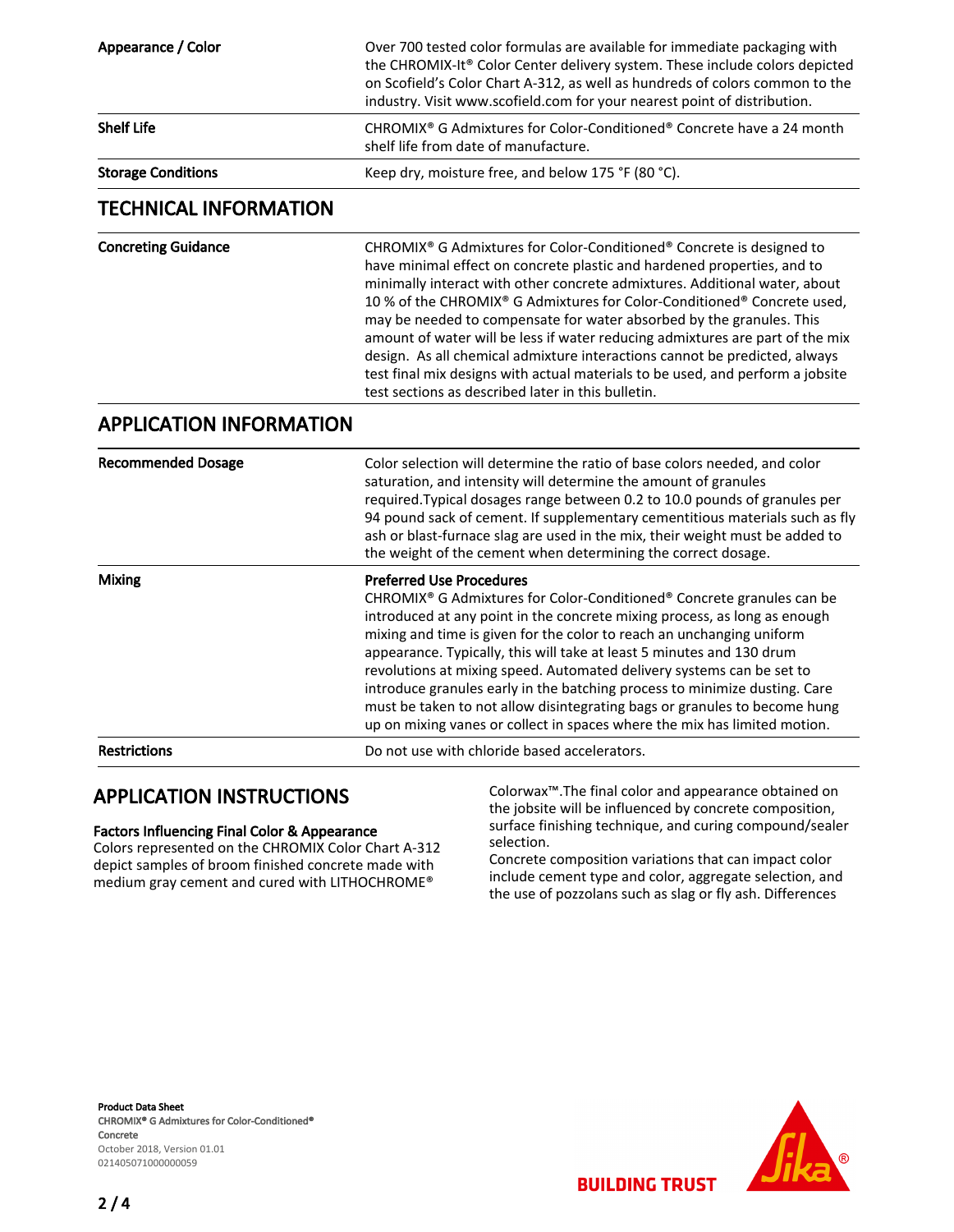| | |
|---|---|
| **Appearance / Color** | Over 700 tested color formulas are available for immediate packaging with the CHROMIX-It® Color Center delivery system. These include colors depicted on Scofield's Color Chart A-312, as well as hundreds of colors common to the industry. Visit www.scofield.com for your nearest point of distribution. |
| **Shelf Life** | CHROMIX® G Admixtures for Color-Conditioned® Concrete have a 24 month shelf life from date of manufacture. |
| **Storage Conditions** | Keep dry, moisture free, and below 175 °F (80 °C). |

## TECHNICAL INFORMATION

| | |
|---|---|
| **Concreting Guidance** | CHROMIX® G Admixtures for Color-Conditioned® Concrete is designed to have minimal effect on concrete plastic and hardened properties, and to minimally interact with other concrete admixtures. Additional water, about 10 % of the CHROMIX® G Admixtures for Color-Conditioned® Concrete used, may be needed to compensate for water absorbed by the granules. This amount of water will be less if water reducing admixtures are part of the mix design. As all chemical admixture interactions cannot be predicted, always test final mix designs with actual materials to be used, and perform a jobsite test sections as described later in this bulletin. |

## APPLICATION INFORMATION

| | |
|---|---|
| **Recommended Dosage** | Color selection will determine the ratio of base colors needed, and color saturation, and intensity will determine the amount of granules required.Typical dosages range between 0.2 to 10.0 pounds of granules per 94 pound sack of cement. If supplementary cementitious materials such as fly ash or blast-furnace slag are used in the mix, their weight must be added to the weight of the cement when determining the correct dosage. |
| **Mixing** | **Preferred Use Procedures** CHROMIX® G Admixtures for Color-Conditioned® Concrete granules can be introduced at any point in the concrete mixing process, as long as enough mixing and time is given for the color to reach an unchanging uniform appearance. Typically, this will take at least 5 minutes and 130 drum revolutions at mixing speed. Automated delivery systems can be set to introduce granules early in the batching process to minimize dusting. Care must be taken to not allow disintegrating bags or granules to become hung up on mixing vanes or collect in spaces where the mix has limited motion. |
| **Restrictions** | Do not use with chloride based accelerators. |

## APPLICATION INSTRUCTIONS

### Factors Influencing Final Color & Appearance

Colors represented on the CHROMIX Color Chart A-312 depict samples of broom finished concrete made with medium gray cement and cured with LITHOCHROME® Colorwax™.The final color and appearance obtained on the jobsite will be influenced by concrete composition, surface finishing technique, and curing compound/sealer selection.

Concrete composition variations that can impact color include cement type and color, aggregate selection, and the use of pozzolans such as slag or fly ash. Differences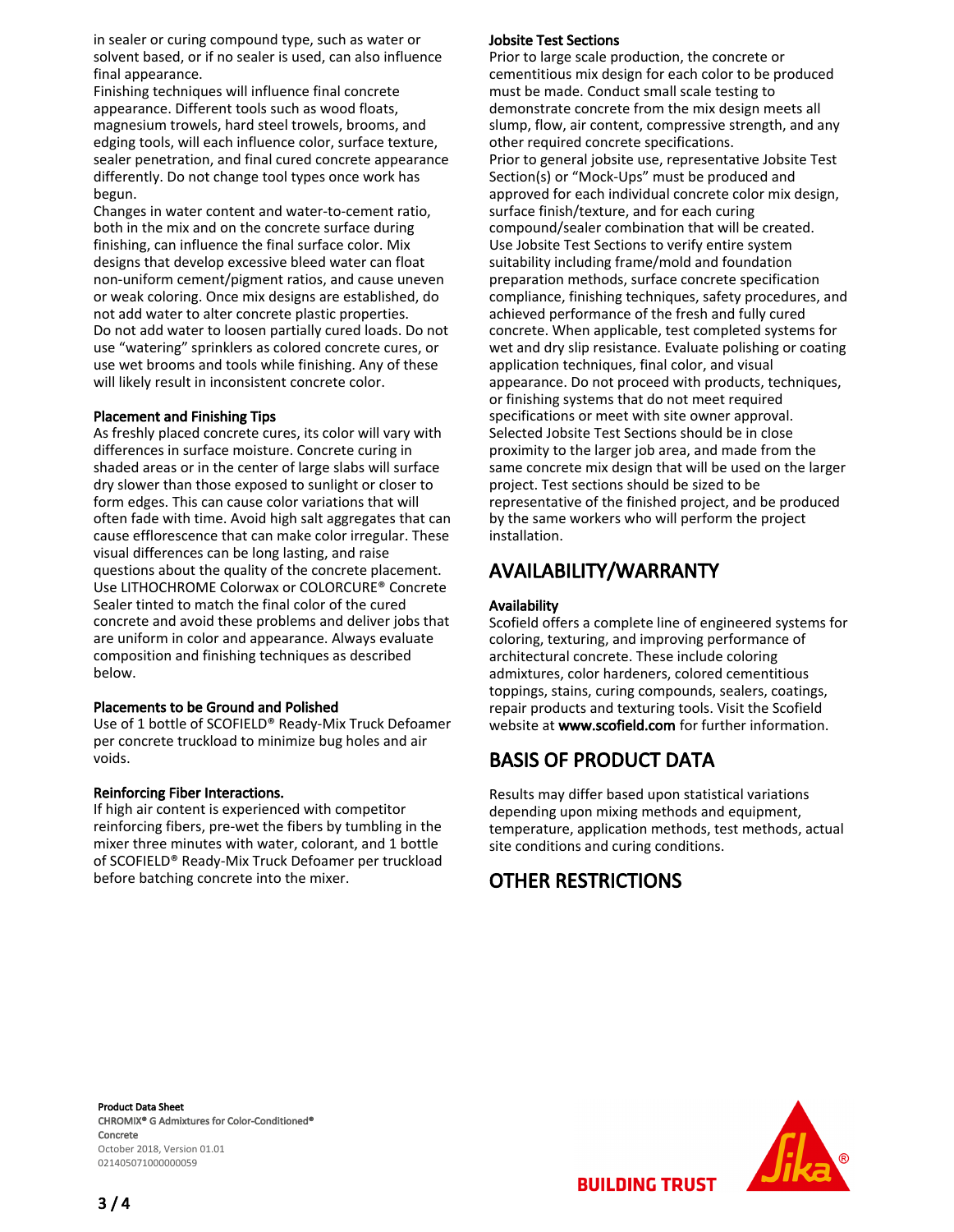in sealer or curing compound type, such as water or solvent based, or if no sealer is used, can also influence final appearance.
Finishing techniques will influence final concrete appearance. Different tools such as wood floats, magnesium trowels, hard steel trowels, brooms, and edging tools, will each influence color, surface texture, sealer penetration, and final cured concrete appearance differently. Do not change tool types once work has begun.
Changes in water content and water-to-cement ratio, both in the mix and on the concrete surface during finishing, can influence the final surface color. Mix designs that develop excessive bleed water can float non-uniform cement/pigment ratios, and cause uneven or weak coloring. Once mix designs are established, do not add water to alter concrete plastic properties.
Do not add water to loosen partially cured loads. Do not use "watering" sprinklers as colored concrete cures, or use wet brooms and tools while finishing. Any of these will likely result in inconsistent concrete color.

### Placement and Finishing Tips

As freshly placed concrete cures, its color will vary with differences in surface moisture. Concrete curing in shaded areas or in the center of large slabs will surface dry slower than those exposed to sunlight or closer to form edges. This can cause color variations that will often fade with time. Avoid high salt aggregates that can cause efflorescence that can make color irregular. These visual differences can be long lasting, and raise questions about the quality of the concrete placement. Use LITHOCHROME Colorwax or COLORCURE® Concrete Sealer tinted to match the final color of the cured concrete and avoid these problems and deliver jobs that are uniform in color and appearance. Always evaluate composition and finishing techniques as described below.

### Placements to be Ground and Polished

Use of 1 bottle of SCOFIELD® Ready-Mix Truck Defoamer per concrete truckload to minimize bug holes and air voids.

### Reinforcing Fiber Interactions.

If high air content is experienced with competitor reinforcing fibers, pre-wet the fibers by tumbling in the mixer three minutes with water, colorant, and 1 bottle of SCOFIELD® Ready-Mix Truck Defoamer per truckload before batching concrete into the mixer.

### Jobsite Test Sections

Prior to large scale production, the concrete or cementitious mix design for each color to be produced must be made. Conduct small scale testing to demonstrate concrete from the mix design meets all slump, flow, air content, compressive strength, and any other required concrete specifications.
Prior to general jobsite use, representative Jobsite Test Section(s) or "Mock-Ups" must be produced and approved for each individual concrete color mix design, surface finish/texture, and for each curing compound/sealer combination that will be created.
Use Jobsite Test Sections to verify entire system suitability including frame/mold and foundation preparation methods, surface concrete specification compliance, finishing techniques, safety procedures, and achieved performance of the fresh and fully cured concrete. When applicable, test completed systems for wet and dry slip resistance. Evaluate polishing or coating application techniques, final color, and visual appearance. Do not proceed with products, techniques, or finishing systems that do not meet required specifications or meet with site owner approval.
Selected Jobsite Test Sections should be in close proximity to the larger job area, and made from the same concrete mix design that will be used on the larger project. Test sections should be sized to be representative of the finished project, and be produced by the same workers who will perform the project installation.

## AVAILABILITY/WARRANTY

### Availability

Scofield offers a complete line of engineered systems for coloring, texturing, and improving performance of architectural concrete. These include coloring admixtures, color hardeners, colored cementitious toppings, stains, curing compounds, sealers, coatings, repair products and texturing tools. Visit the Scofield website at **www.scofield.com** for further information.

## BASIS OF PRODUCT DATA

Results may differ based upon statistical variations depending upon mixing methods and equipment, temperature, application methods, test methods, actual site conditions and curing conditions.

## OTHER RESTRICTIONS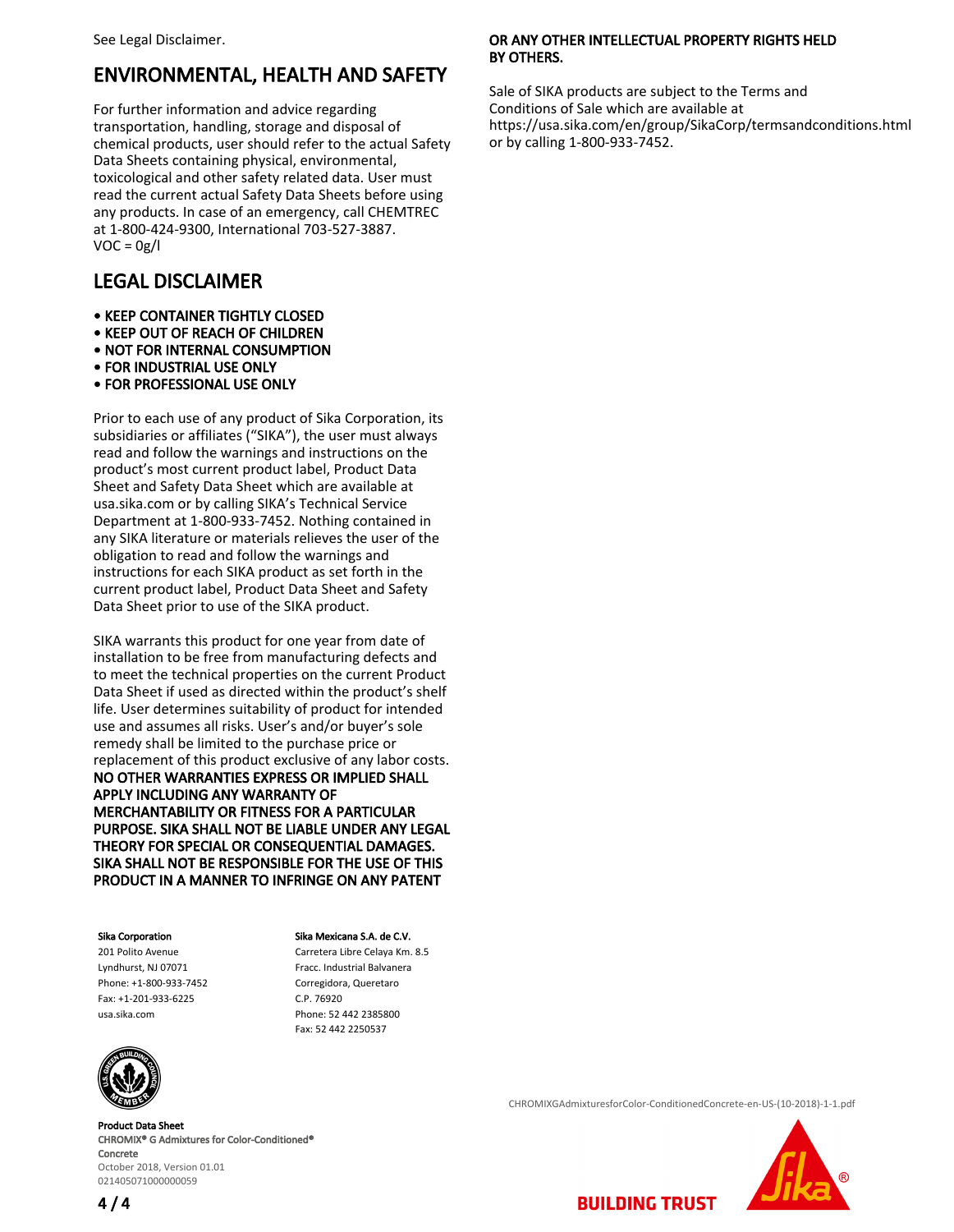See Legal Disclaimer.

## ENVIRONMENTAL, HEALTH AND SAFETY

For further information and advice regarding transportation, handling, storage and disposal of chemical products, user should refer to the actual Safety Data Sheets containing physical, environmental, toxicological and other safety related data. User must read the current actual Safety Data Sheets before using any products. In case of an emergency, call CHEMTREC at 1-800-424-9300, International 703-527-3887.
VOC = 0g/l

## LEGAL DISCLAIMER

- KEEP CONTAINER TIGHTLY CLOSED
- KEEP OUT OF REACH OF CHILDREN
- NOT FOR INTERNAL CONSUMPTION
- FOR INDUSTRIAL USE ONLY
- FOR PROFESSIONAL USE ONLY

Prior to each use of any product of Sika Corporation, its subsidiaries or affiliates ("SIKA"), the user must always read and follow the warnings and instructions on the product's most current product label, Product Data Sheet and Safety Data Sheet which are available at usa.sika.com or by calling SIKA's Technical Service Department at 1-800-933-7452. Nothing contained in any SIKA literature or materials relieves the user of the obligation to read and follow the warnings and instructions for each SIKA product as set forth in the current product label, Product Data Sheet and Safety Data Sheet prior to use of the SIKA product.

SIKA warrants this product for one year from date of installation to be free from manufacturing defects and to meet the technical properties on the current Product Data Sheet if used as directed within the product's shelf life. User determines suitability of product for intended use and assumes all risks. User's and/or buyer's sole remedy shall be limited to the purchase price or replacement of this product exclusive of any labor costs. **NO OTHER WARRANTIES EXPRESS OR IMPLIED SHALL APPLY INCLUDING ANY WARRANTY OF MERCHANTABILITY OR FITNESS FOR A PARTICULAR PURPOSE. SIKA SHALL NOT BE LIABLE UNDER ANY LEGAL THEORY FOR SPECIAL OR CONSEQUENTIAL DAMAGES. SIKA SHALL NOT BE RESPONSIBLE FOR THE USE OF THIS PRODUCT IN A MANNER TO INFRINGE ON ANY PATENT OR ANY OTHER INTELLECTUAL PROPERTY RIGHTS HELD BY OTHERS.**

Sale of SIKA products are subject to the Terms and Conditions of Sale which are available at https://usa.sika.com/en/group/SikaCorp/termsandconditions.html or by calling 1-800-933-7452.

**Sika Corporation**
201 Polito Avenue
Lyndhurst, NJ 07071
Phone: +1-800-933-7452
Fax: +1-201-933-6225
usa.sika.com

**Sika Mexicana S.A. de C.V.**
Carretera Libre Celaya Km. 8.5
Fracc. Industrial Balvanera
Corregidora, Queretaro
C.P. 76920
Phone: 52 442 2385800
Fax: 52 442 2250537

**Product Data Sheet**
**CHROMIX® G Admixtures for Color-Conditioned® Concrete**
October 2018, Version 01.01
021405071000000059

CHROMIXGAdmixturesforColor-ConditionedConcrete-en-US-(10-2018)-1-1.pdf

BUILDING TRUST